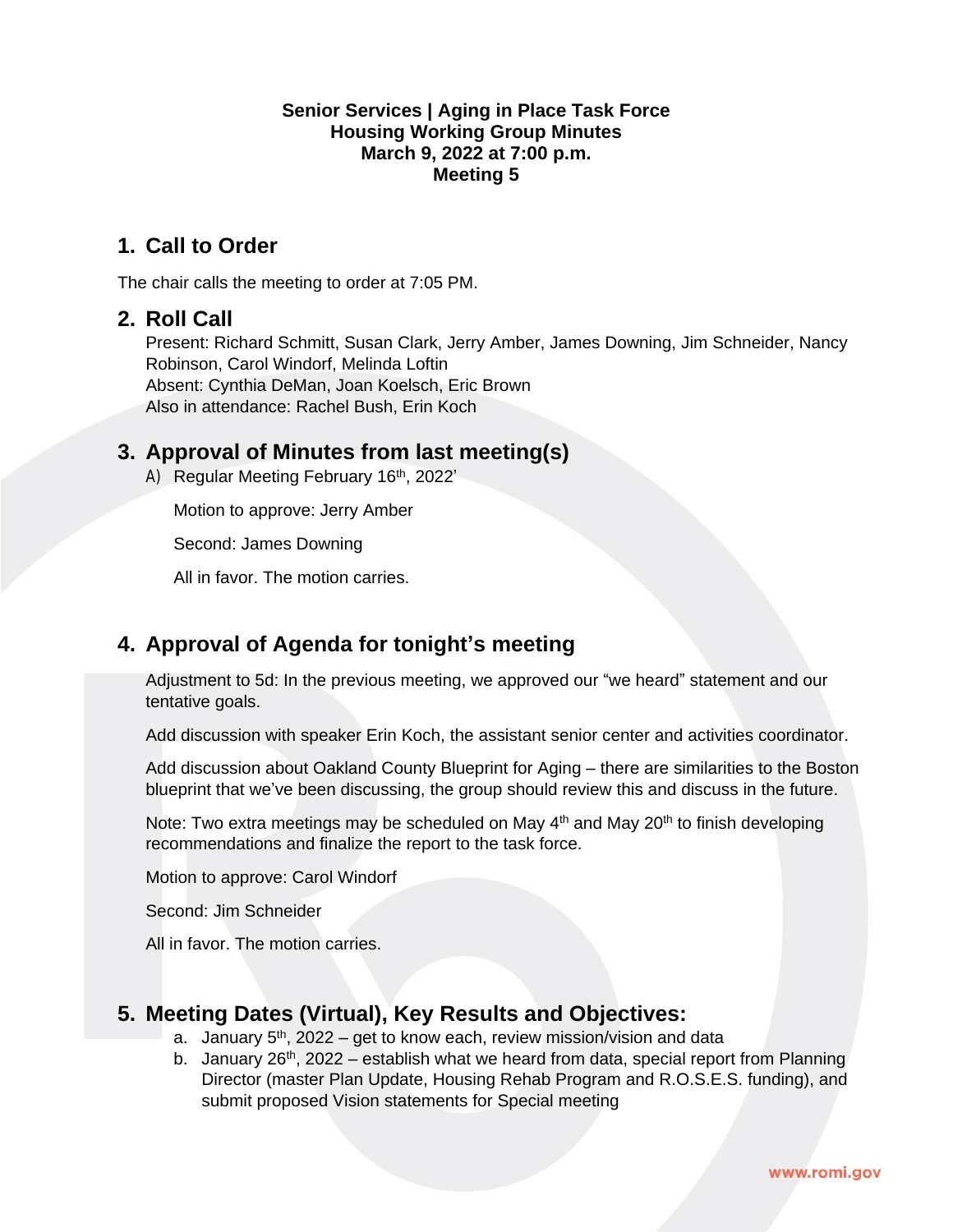**Senior Services | Aging in Place Task Force**
**Housing Working Group Minutes**
**March 9, 2022 at 7:00 p.m.**
**Meeting 5**

## 1. Call to Order

The chair calls the meeting to order at 7:05 PM.

## 2. Roll Call

Present: Richard Schmitt, Susan Clark, Jerry Amber, James Downing, Jim Schneider, Nancy Robinson, Carol Windorf, Melinda Loftin
Absent: Cynthia DeMan, Joan Koelsch, Eric Brown
Also in attendance: Rachel Bush, Erin Koch

## 3. Approval of Minutes from last meeting(s)

A) Regular Meeting February 16th, 2022'

Motion to approve: Jerry Amber

Second: James Downing

All in favor. The motion carries.

## 4. Approval of Agenda for tonight's meeting

Adjustment to 5d: In the previous meeting, we approved our "we heard" statement and our tentative goals.

Add discussion with speaker Erin Koch, the assistant senior center and activities coordinator.

Add discussion about Oakland County Blueprint for Aging – there are similarities to the Boston blueprint that we've been discussing, the group should review this and discuss in the future.

Note: Two extra meetings may be scheduled on May 4th and May 20th to finish developing recommendations and finalize the report to the task force.

Motion to approve: Carol Windorf

Second: Jim Schneider

All in favor. The motion carries.

## 5. Meeting Dates (Virtual), Key Results and Objectives:

a. January 5th, 2022 – get to know each, review mission/vision and data
b. January 26th, 2022 – establish what we heard from data, special report from Planning Director (master Plan Update, Housing Rehab Program and R.O.S.E.S. funding), and submit proposed Vision statements for Special meeting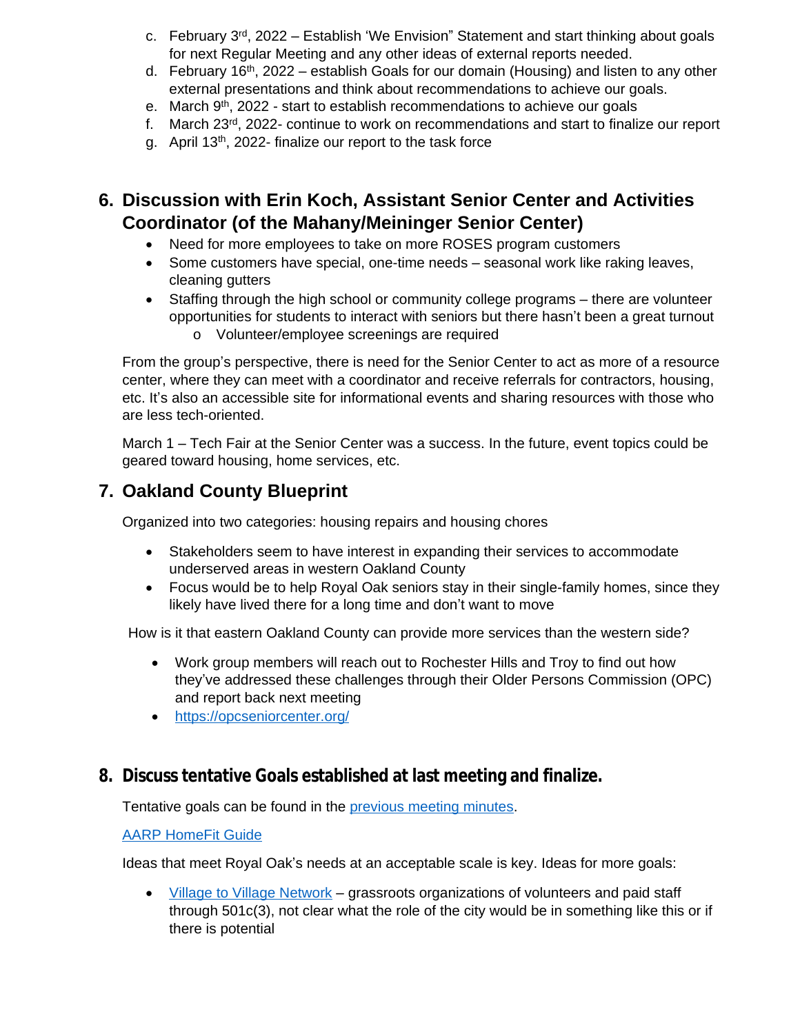c. February 3rd, 2022 – Establish 'We Envision" Statement and start thinking about goals for next Regular Meeting and any other ideas of external reports needed.
d. February 16th, 2022 – establish Goals for our domain (Housing) and listen to any other external presentations and think about recommendations to achieve our goals.
e. March 9th, 2022 - start to establish recommendations to achieve our goals
f. March 23rd, 2022- continue to work on recommendations and start to finalize our report
g. April 13th, 2022- finalize our report to the task force

## 6. Discussion with Erin Koch, Assistant Senior Center and Activities Coordinator (of the Mahany/Meininger Senior Center)

- Need for more employees to take on more ROSES program customers
- Some customers have special, one-time needs – seasonal work like raking leaves, cleaning gutters
- Staffing through the high school or community college programs – there are volunteer opportunities for students to interact with seniors but there hasn't been a great turnout
    - Volunteer/employee screenings are required

From the group's perspective, there is need for the Senior Center to act as more of a resource center, where they can meet with a coordinator and receive referrals for contractors, housing, etc. It's also an accessible site for informational events and sharing resources with those who are less tech-oriented.

March 1 – Tech Fair at the Senior Center was a success. In the future, event topics could be geared toward housing, home services, etc.

## 7. Oakland County Blueprint

Organized into two categories: housing repairs and housing chores

- Stakeholders seem to have interest in expanding their services to accommodate underserved areas in western Oakland County
- Focus would be to help Royal Oak seniors stay in their single-family homes, since they likely have lived there for a long time and don't want to move

How is it that eastern Oakland County can provide more services than the western side?

- Work group members will reach out to Rochester Hills and Troy to find out how they've addressed these challenges through their Older Persons Commission (OPC) and report back next meeting
- https://opcseniorcenter.org/

## 8. Discuss tentative Goals established at last meeting and finalize.

Tentative goals can be found in the previous meeting minutes.

AARP HomeFit Guide

Ideas that meet Royal Oak's needs at an acceptable scale is key. Ideas for more goals:

- Village to Village Network – grassroots organizations of volunteers and paid staff through 501c(3), not clear what the role of the city would be in something like this or if there is potential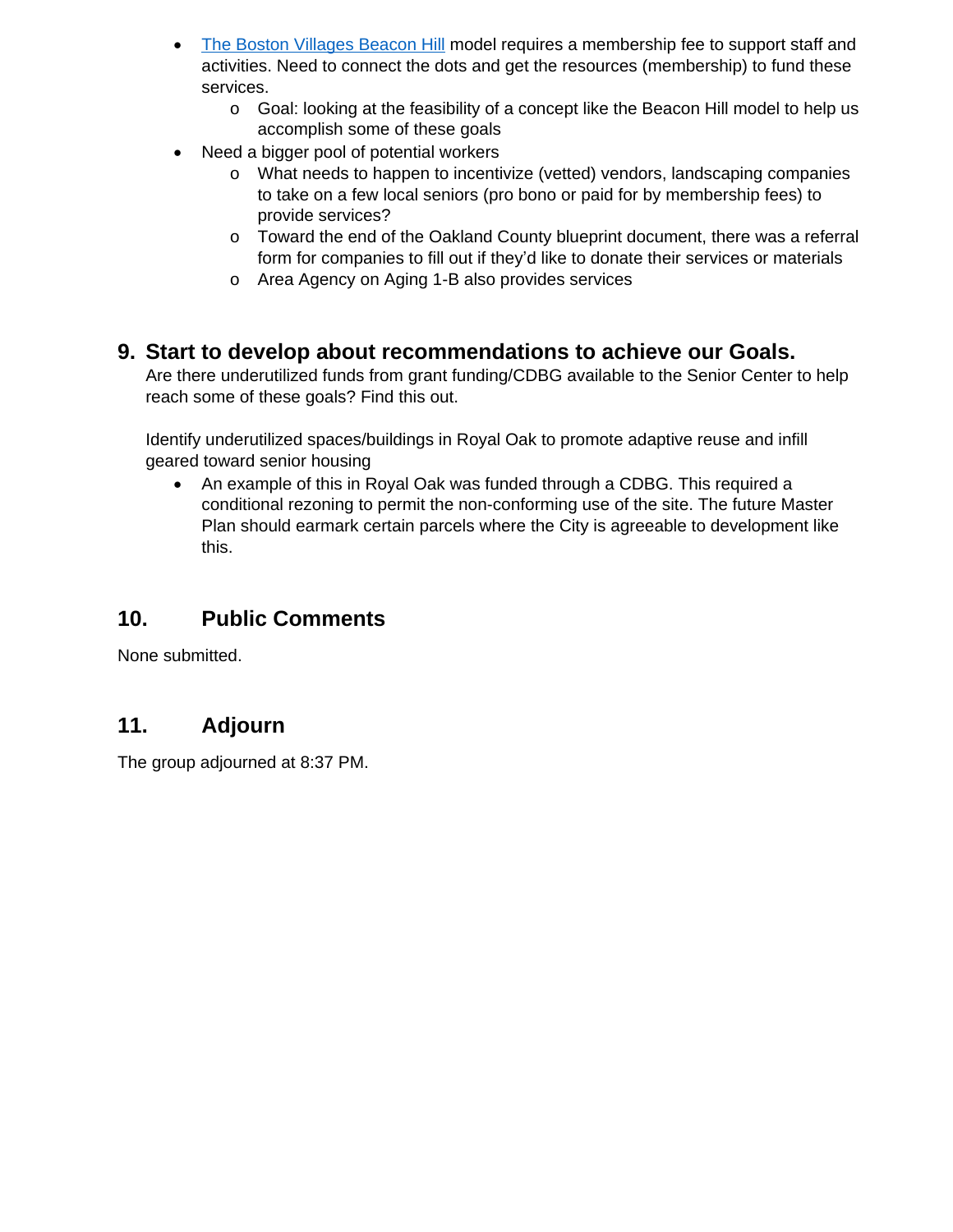- [The Boston Villages Beacon Hill]() model requires a membership fee to support staff and activities. Need to connect the dots and get the resources (membership) to fund these services.
    - Goal: looking at the feasibility of a concept like the Beacon Hill model to help us accomplish some of these goals
- Need a bigger pool of potential workers
    - What needs to happen to incentivize (vetted) vendors, landscaping companies to take on a few local seniors (pro bono or paid for by membership fees) to provide services?
    - Toward the end of the Oakland County blueprint document, there was a referral form for companies to fill out if they'd like to donate their services or materials
    - Area Agency on Aging 1-B also provides services

## 9. Start to develop about recommendations to achieve our Goals.

Are there underutilized funds from grant funding/CDBG available to the Senior Center to help reach some of these goals? Find this out.

Identify underutilized spaces/buildings in Royal Oak to promote adaptive reuse and infill geared toward senior housing

- An example of this in Royal Oak was funded through a CDBG. This required a conditional rezoning to permit the non-conforming use of the site. The future Master Plan should earmark certain parcels where the City is agreeable to development like this.

## 10. Public Comments

None submitted.

## 11. Adjourn

The group adjourned at 8:37 PM.